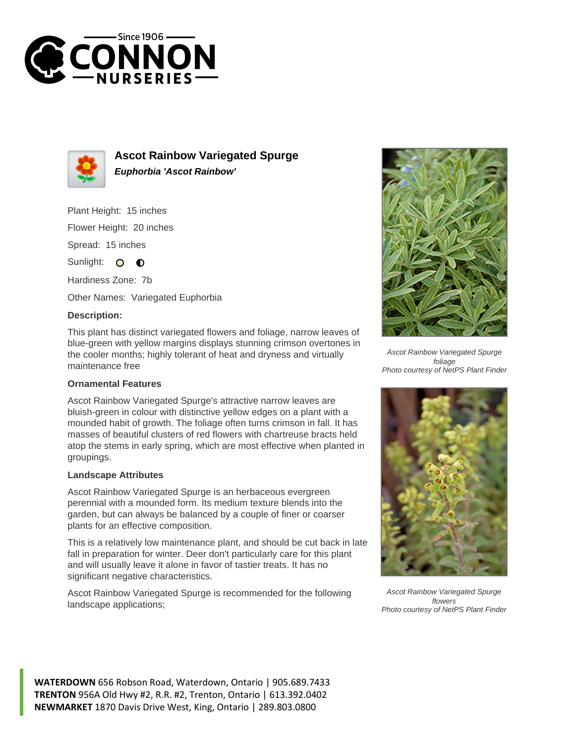# Ascot Rainbow Variegated Spurge

***Euphorbia 'Ascot Rainbow'***

Plant Height: 15 inches

Flower Height: 20 inches

Spread: 15 inches

Sunlight:

Hardiness Zone: 7b

Other Names: Variegated Euphorbia

**Description:**

This plant has distinct variegated flowers and foliage, narrow leaves of blue-green with yellow margins displays stunning crimson overtones in the cooler months; highly tolerant of heat and dryness and virtually maintenance free

### Ornamental Features

Ascot Rainbow Variegated Spurge's attractive narrow leaves are bluish-green in colour with distinctive yellow edges on a plant with a mounded habit of growth. The foliage often turns crimson in fall. It has masses of beautiful clusters of red flowers with chartreuse bracts held atop the stems in early spring, which are most effective when planted in groupings.

### Landscape Attributes

Ascot Rainbow Variegated Spurge is an herbaceous evergreen perennial with a mounded form. Its medium texture blends into the garden, but can always be balanced by a couple of finer or coarser plants for an effective composition.

This is a relatively low maintenance plant, and should be cut back in late fall in preparation for winter. Deer don't particularly care for this plant and will usually leave it alone in favor of tastier treats. It has no significant negative characteristics.

Ascot Rainbow Variegated Spurge is recommended for the following landscape applications;

*Ascot Rainbow Variegated Spurge foliage*
*Photo courtesy of NetPS Plant Finder*

*Ascot Rainbow Variegated Spurge flowers*
*Photo courtesy of NetPS Plant Finder*

**WATERDOWN** 656 Robson Road, Waterdown, Ontario | 905.689.7433
**TRENTON** 956A Old Hwy #2, R.R. #2, Trenton, Ontario | 613.392.0402
**NEWMARKET** 1870 Davis Drive West, King, Ontario | 289.803.0800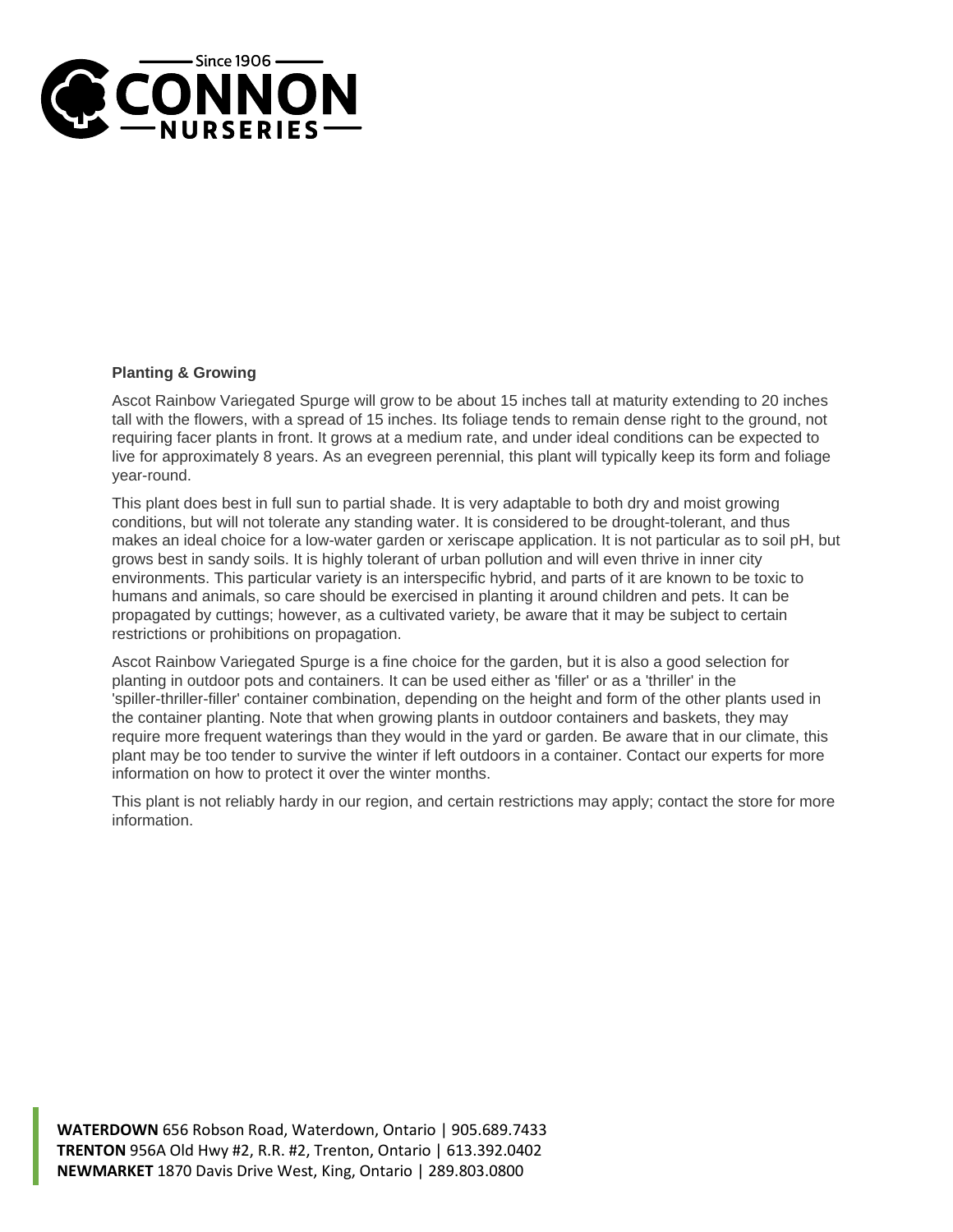## Planting & Growing

Ascot Rainbow Variegated Spurge will grow to be about 15 inches tall at maturity extending to 20 inches tall with the flowers, with a spread of 15 inches. Its foliage tends to remain dense right to the ground, not requiring facer plants in front. It grows at a medium rate, and under ideal conditions can be expected to live for approximately 8 years. As an evegreen perennial, this plant will typically keep its form and foliage year-round.

This plant does best in full sun to partial shade. It is very adaptable to both dry and moist growing conditions, but will not tolerate any standing water. It is considered to be drought-tolerant, and thus makes an ideal choice for a low-water garden or xeriscape application. It is not particular as to soil pH, but grows best in sandy soils. It is highly tolerant of urban pollution and will even thrive in inner city environments. This particular variety is an interspecific hybrid, and parts of it are known to be toxic to humans and animals, so care should be exercised in planting it around children and pets. It can be propagated by cuttings; however, as a cultivated variety, be aware that it may be subject to certain restrictions or prohibitions on propagation.

Ascot Rainbow Variegated Spurge is a fine choice for the garden, but it is also a good selection for planting in outdoor pots and containers. It can be used either as 'filler' or as a 'thriller' in the 'spiller-thriller-filler' container combination, depending on the height and form of the other plants used in the container planting. Note that when growing plants in outdoor containers and baskets, they may require more frequent waterings than they would in the yard or garden. Be aware that in our climate, this plant may be too tender to survive the winter if left outdoors in a container. Contact our experts for more information on how to protect it over the winter months.

This plant is not reliably hardy in our region, and certain restrictions may apply; contact the store for more information.